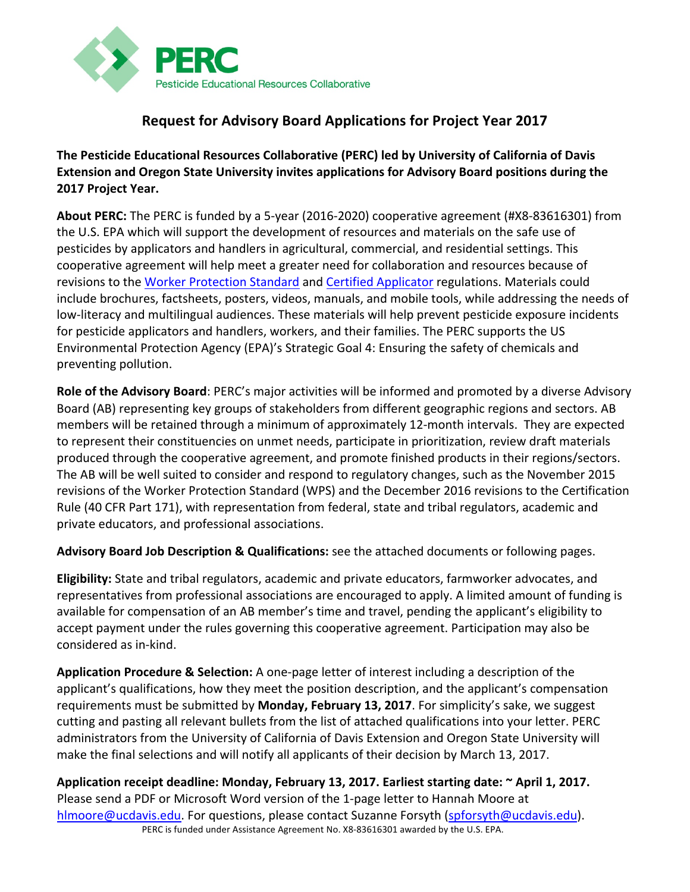PERC
Pesticide Educational Resources Collaborative

# Request for Advisory Board Applications for Project Year 2017

**The Pesticide Educational Resources Collaborative (PERC) led by University of California of Davis Extension and Oregon State University invites applications for Advisory Board positions during the 2017 Project Year.**

**About PERC:** The PERC is funded by a 5-year (2016-2020) cooperative agreement (#X8-83616301) from the U.S. EPA which will support the development of resources and materials on the safe use of pesticides by applicators and handlers in agricultural, commercial, and residential settings. This cooperative agreement will help meet a greater need for collaboration and resources because of revisions to the Worker Protection Standard and Certified Applicator regulations. Materials could include brochures, factsheets, posters, videos, manuals, and mobile tools, while addressing the needs of low-literacy and multilingual audiences. These materials will help prevent pesticide exposure incidents for pesticide applicators and handlers, workers, and their families. The PERC supports the US Environmental Protection Agency (EPA)'s Strategic Goal 4: Ensuring the safety of chemicals and preventing pollution.

**Role of the Advisory Board**: PERC's major activities will be informed and promoted by a diverse Advisory Board (AB) representing key groups of stakeholders from different geographic regions and sectors. AB members will be retained through a minimum of approximately 12-month intervals. They are expected to represent their constituencies on unmet needs, participate in prioritization, review draft materials produced through the cooperative agreement, and promote finished products in their regions/sectors. The AB will be well suited to consider and respond to regulatory changes, such as the November 2015 revisions of the Worker Protection Standard (WPS) and the December 2016 revisions to the Certification Rule (40 CFR Part 171), with representation from federal, state and tribal regulators, academic and private educators, and professional associations.

**Advisory Board Job Description & Qualifications:** see the attached documents or following pages.

**Eligibility:** State and tribal regulators, academic and private educators, farmworker advocates, and representatives from professional associations are encouraged to apply. A limited amount of funding is available for compensation of an AB member's time and travel, pending the applicant's eligibility to accept payment under the rules governing this cooperative agreement. Participation may also be considered as in-kind.

**Application Procedure & Selection:** A one-page letter of interest including a description of the applicant's qualifications, how they meet the position description, and the applicant's compensation requirements must be submitted by **Monday, February 13, 2017**. For simplicity's sake, we suggest cutting and pasting all relevant bullets from the list of attached qualifications into your letter. PERC administrators from the University of California of Davis Extension and Oregon State University will make the final selections and will notify all applicants of their decision by March 13, 2017.

**Application receipt deadline: Monday, February 13, 2017. Earliest starting date: ~ April 1, 2017.** Please send a PDF or Microsoft Word version of the 1-page letter to Hannah Moore at hlmoore@ucdavis.edu. For questions, please contact Suzanne Forsyth (spforsyth@ucdavis.edu).

PERC is funded under Assistance Agreement No. X8-83616301 awarded by the U.S. EPA.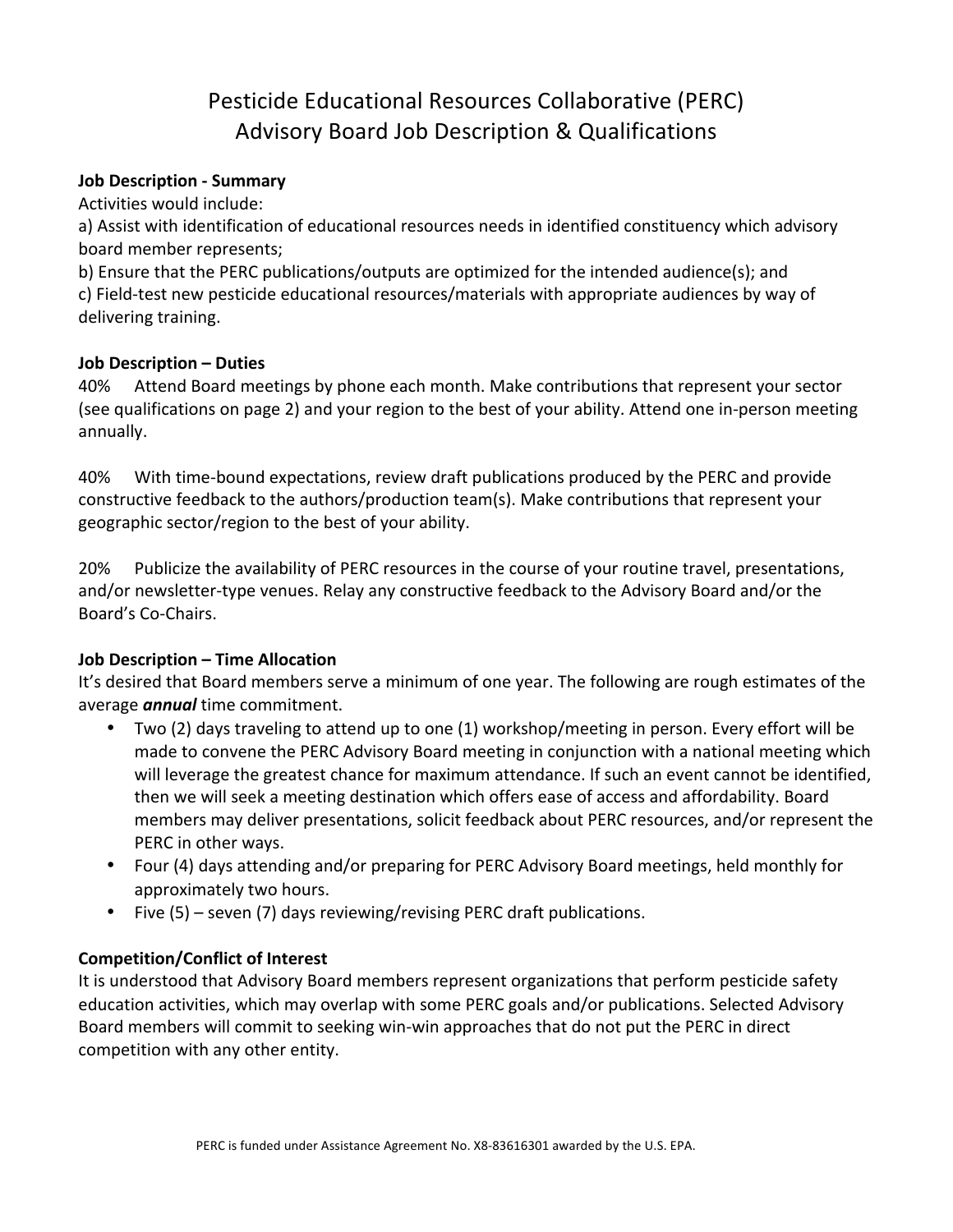# Pesticide Educational Resources Collaborative (PERC)
# Advisory Board Job Description & Qualifications

**Job Description - Summary**

Activities would include:

a) Assist with identification of educational resources needs in identified constituency which advisory board member represents;

b) Ensure that the PERC publications/outputs are optimized for the intended audience(s); and

c) Field-test new pesticide educational resources/materials with appropriate audiences by way of delivering training.

**Job Description – Duties**

40% Attend Board meetings by phone each month. Make contributions that represent your sector (see qualifications on page 2) and your region to the best of your ability. Attend one in-person meeting annually.

40% With time-bound expectations, review draft publications produced by the PERC and provide constructive feedback to the authors/production team(s). Make contributions that represent your geographic sector/region to the best of your ability.

20% Publicize the availability of PERC resources in the course of your routine travel, presentations, and/or newsletter-type venues. Relay any constructive feedback to the Advisory Board and/or the Board's Co-Chairs.

**Job Description – Time Allocation**

It's desired that Board members serve a minimum of one year. The following are rough estimates of the average ***annual*** time commitment.

- Two (2) days traveling to attend up to one (1) workshop/meeting in person. Every effort will be made to convene the PERC Advisory Board meeting in conjunction with a national meeting which will leverage the greatest chance for maximum attendance. If such an event cannot be identified, then we will seek a meeting destination which offers ease of access and affordability. Board members may deliver presentations, solicit feedback about PERC resources, and/or represent the PERC in other ways.
- Four (4) days attending and/or preparing for PERC Advisory Board meetings, held monthly for approximately two hours.
- Five (5) – seven (7) days reviewing/revising PERC draft publications.

**Competition/Conflict of Interest**

It is understood that Advisory Board members represent organizations that perform pesticide safety education activities, which may overlap with some PERC goals and/or publications. Selected Advisory Board members will commit to seeking win-win approaches that do not put the PERC in direct competition with any other entity.

PERC is funded under Assistance Agreement No. X8-83616301 awarded by the U.S. EPA.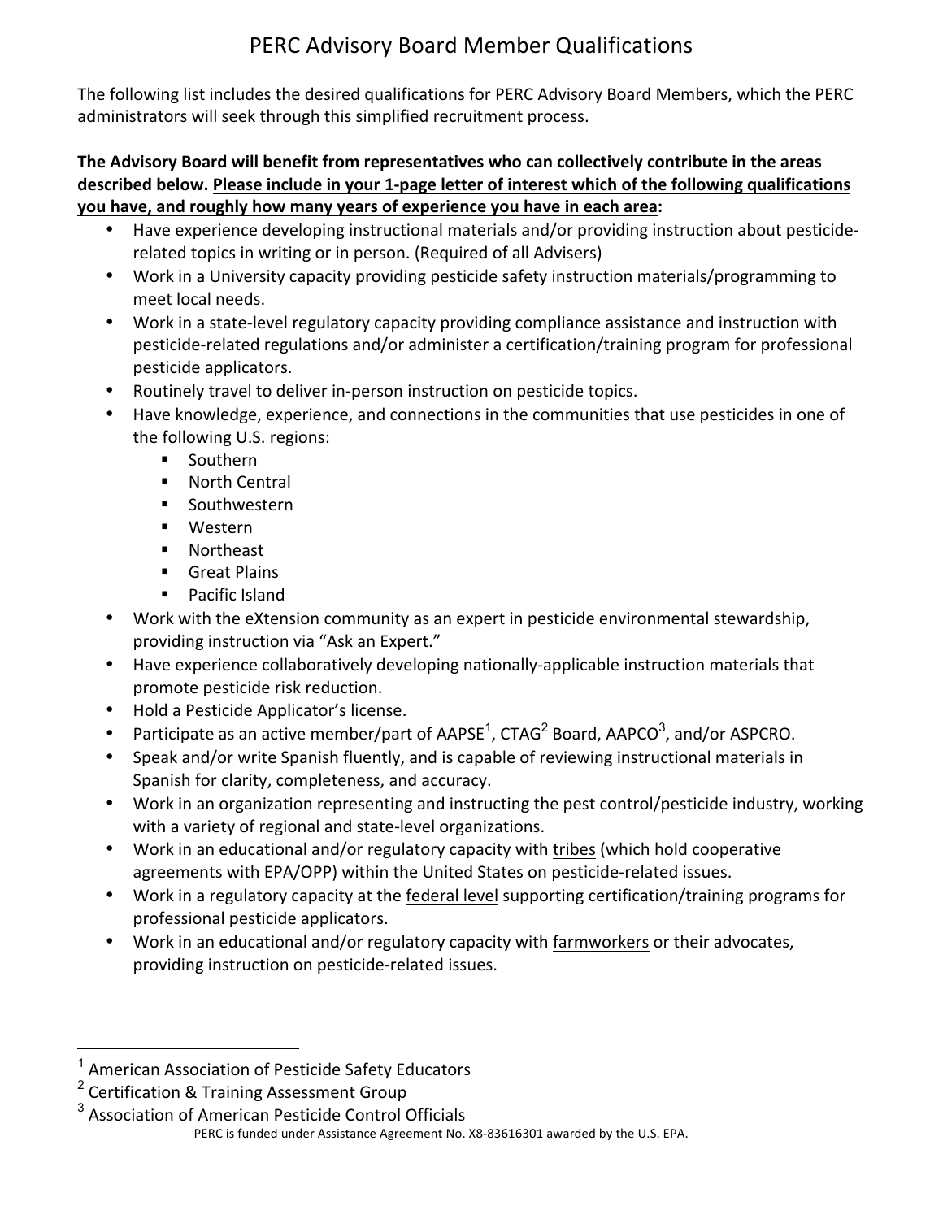# PERC Advisory Board Member Qualifications

The following list includes the desired qualifications for PERC Advisory Board Members, which the PERC administrators will seek through this simplified recruitment process.

**The Advisory Board will benefit from representatives who can collectively contribute in the areas described below. Please include in your 1-page letter of interest which of the following qualifications you have, and roughly how many years of experience you have in each area:**

- Have experience developing instructional materials and/or providing instruction about pesticide-related topics in writing or in person. (Required of all Advisers)
- Work in a University capacity providing pesticide safety instruction materials/programming to meet local needs.
- Work in a state-level regulatory capacity providing compliance assistance and instruction with pesticide-related regulations and/or administer a certification/training program for professional pesticide applicators.
- Routinely travel to deliver in-person instruction on pesticide topics.
- Have knowledge, experience, and connections in the communities that use pesticides in one of the following U.S. regions:
  - Southern
  - North Central
  - Southwestern
  - Western
  - Northeast
  - Great Plains
  - Pacific Island
- Work with the eXtension community as an expert in pesticide environmental stewardship, providing instruction via "Ask an Expert."
- Have experience collaboratively developing nationally-applicable instruction materials that promote pesticide risk reduction.
- Hold a Pesticide Applicator's license.
- Participate as an active member/part of AAPSE[1], CTAG[2] Board, AAPCO[3], and/or ASPCRO.
- Speak and/or write Spanish fluently, and is capable of reviewing instructional materials in Spanish for clarity, completeness, and accuracy.
- Work in an organization representing and instructing the pest control/pesticide industry, working with a variety of regional and state-level organizations.
- Work in an educational and/or regulatory capacity with tribes (which hold cooperative agreements with EPA/OPP) within the United States on pesticide-related issues.
- Work in a regulatory capacity at the federal level supporting certification/training programs for professional pesticide applicators.
- Work in an educational and/or regulatory capacity with farmworkers or their advocates, providing instruction on pesticide-related issues.

---

[1] American Association of Pesticide Safety Educators

[2] Certification & Training Assessment Group

[3] Association of American Pesticide Control Officials

PERC is funded under Assistance Agreement No. X8-83616301 awarded by the U.S. EPA.